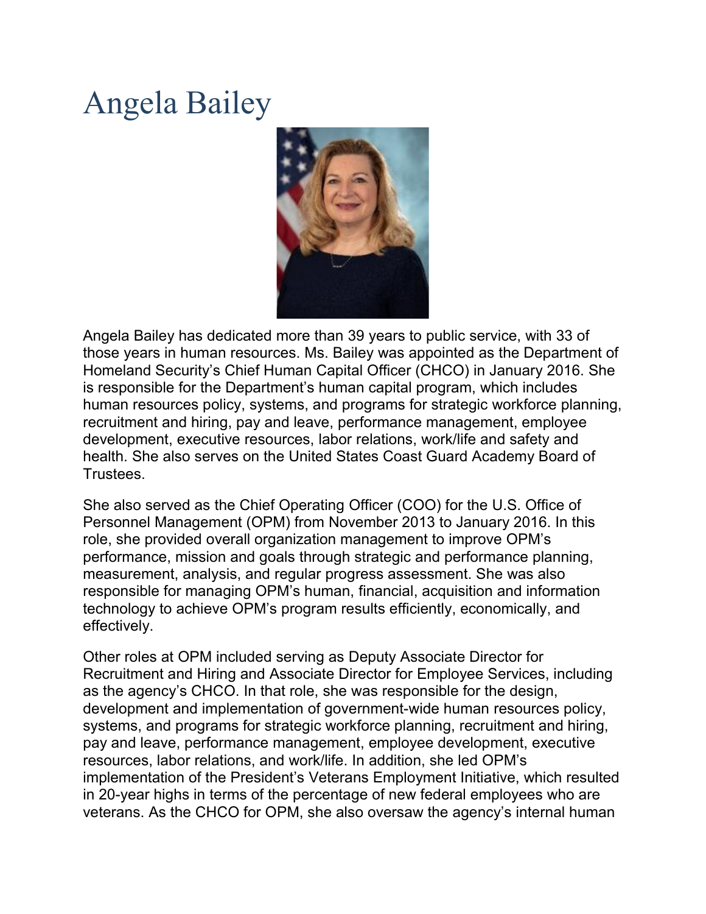# Angela Bailey

Angela Bailey has dedicated more than 39 years to public service, with 33 of those years in human resources. Ms. Bailey was appointed as the Department of Homeland Security's Chief Human Capital Officer (CHCO) in January 2016. She is responsible for the Department's human capital program, which includes human resources policy, systems, and programs for strategic workforce planning, recruitment and hiring, pay and leave, performance management, employee development, executive resources, labor relations, work/life and safety and health. She also serves on the United States Coast Guard Academy Board of Trustees.

She also served as the Chief Operating Officer (COO) for the U.S. Office of Personnel Management (OPM) from November 2013 to January 2016. In this role, she provided overall organization management to improve OPM's performance, mission and goals through strategic and performance planning, measurement, analysis, and regular progress assessment. She was also responsible for managing OPM's human, financial, acquisition and information technology to achieve OPM's program results efficiently, economically, and effectively.

Other roles at OPM included serving as Deputy Associate Director for Recruitment and Hiring and Associate Director for Employee Services, including as the agency's CHCO. In that role, she was responsible for the design, development and implementation of government-wide human resources policy, systems, and programs for strategic workforce planning, recruitment and hiring, pay and leave, performance management, employee development, executive resources, labor relations, and work/life. In addition, she led OPM's implementation of the President's Veterans Employment Initiative, which resulted in 20-year highs in terms of the percentage of new federal employees who are veterans. As the CHCO for OPM, she also oversaw the agency's internal human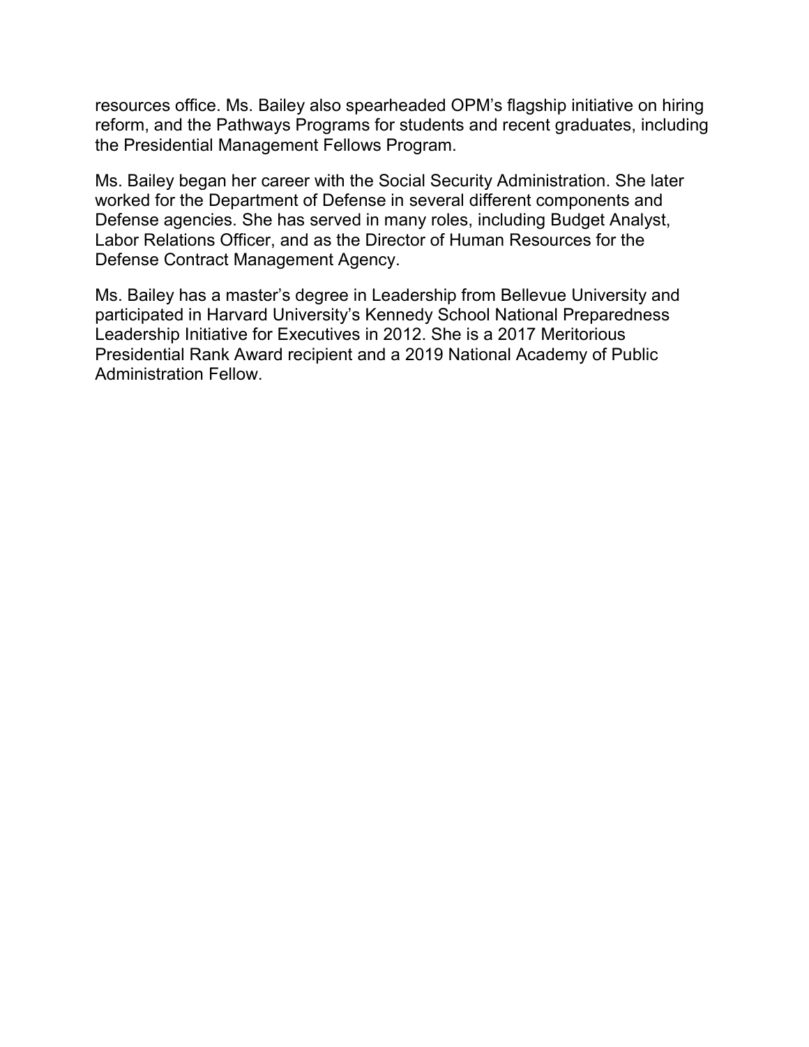resources office. Ms. Bailey also spearheaded OPM’s flagship initiative on hiring reform, and the Pathways Programs for students and recent graduates, including the Presidential Management Fellows Program.

Ms. Bailey began her career with the Social Security Administration. She later worked for the Department of Defense in several different components and Defense agencies. She has served in many roles, including Budget Analyst, Labor Relations Officer, and as the Director of Human Resources for the Defense Contract Management Agency.

Ms. Bailey has a master’s degree in Leadership from Bellevue University and participated in Harvard University’s Kennedy School National Preparedness Leadership Initiative for Executives in 2012. She is a 2017 Meritorious Presidential Rank Award recipient and a 2019 National Academy of Public Administration Fellow.